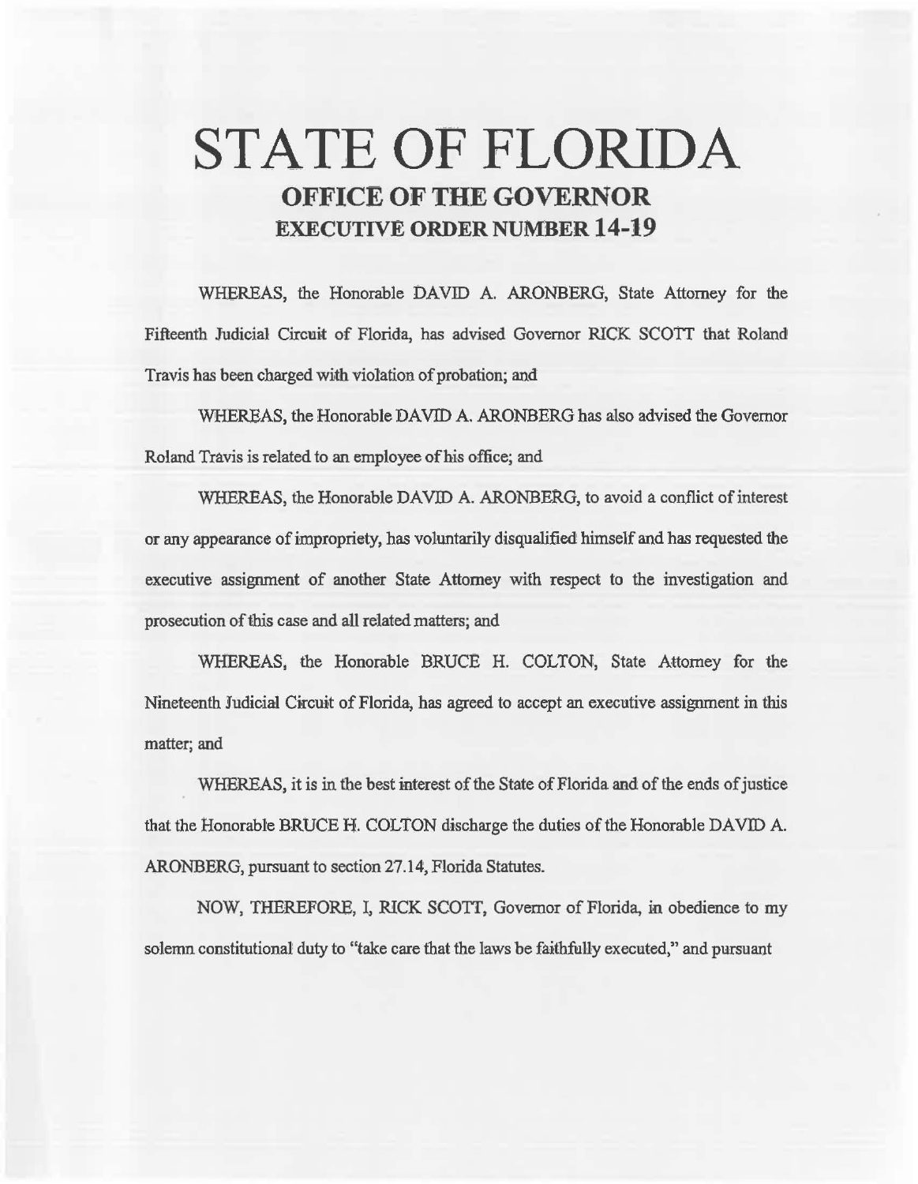# STATE OF FLORIDA

## OFFICE OF THE GOVERNOR

## EXECUTIVE ORDER NUMBER 14-19

WHEREAS, the Honorable DAVID A. ARONBERG, State Attorney for the Fifteenth Judicial Circuit of Florida, has advised Governor RICK SCOTT that Roland Travis has been charged with violation of probation; and

WHEREAS, the Honorable DAVID A. ARONBERG has also advised the Governor Roland Travis is related to an employee of his office; and

WHEREAS, the Honorable DAVID A. ARONBERG, to avoid a conflict of interest or any appearance of impropriety, has voluntarily disqualified himself and has requested the executive assignment of another State Attorney with respect to the investigation and prosecution of this case and all related matters; and

WHEREAS, the Honorable BRUCE H. COLTON, State Attorney for the Nineteenth Judicial Circuit of Florida, has agreed to accept an executive assignment in this matter; and

WHEREAS, it is in the best interest of the State of Florida and of the ends of justice that the Honorable BRUCE H. COLTON discharge the duties of the Honorable DAVID A. ARONBERG, pursuant to section 27.14, Florida Statutes.

NOW, THEREFORE, I, RICK SCOTT, Governor of Florida, in obedience to my solemn constitutional duty to "take care that the laws be faithfully executed," and pursuant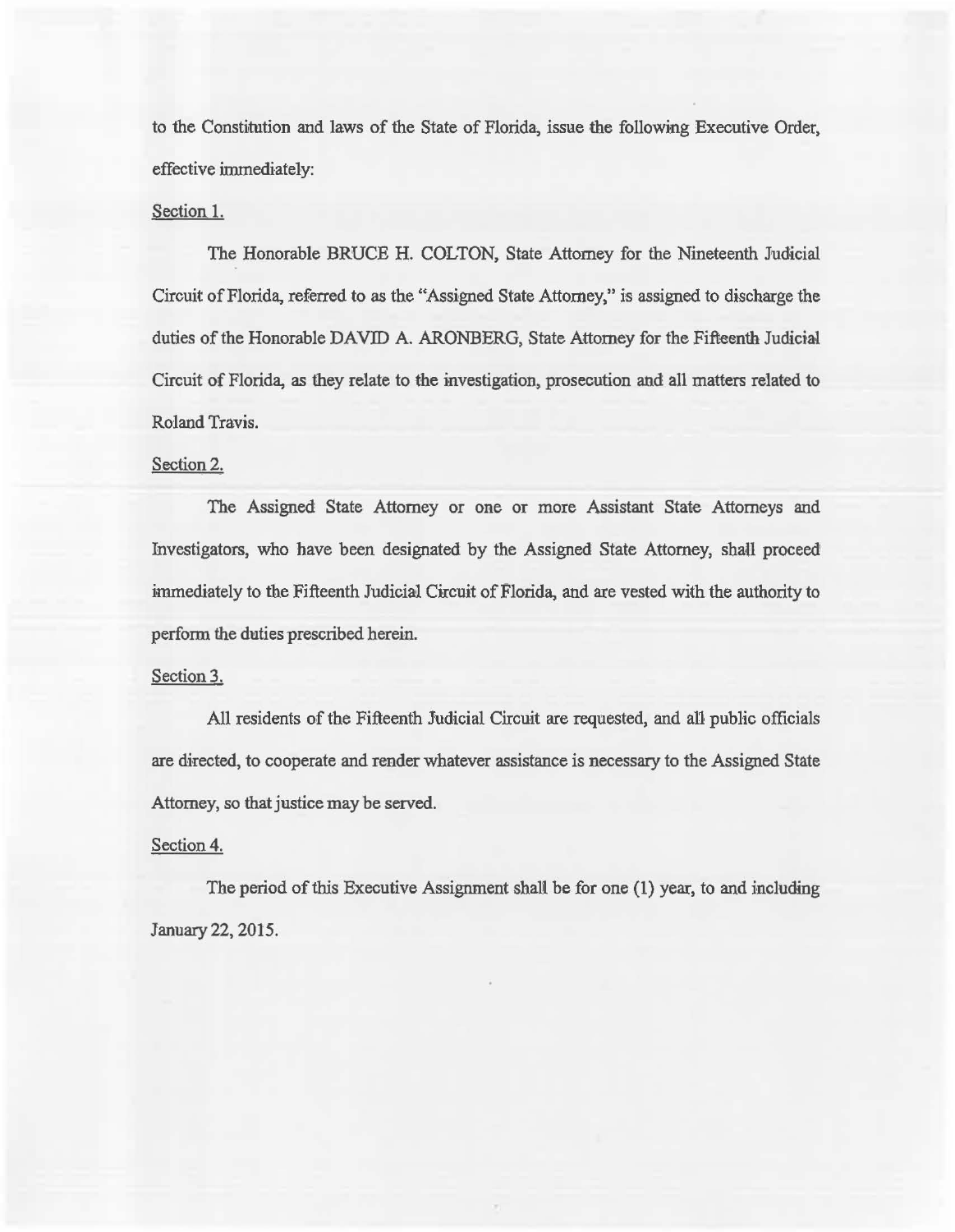to the Constitution and laws of the State of Florida, issue the following Executive Order, effective immediately:

Section 1.

The Honorable BRUCE H. COLTON, State Attorney for the Nineteenth Judicial Circuit of Florida, referred to as the "Assigned State Attorney," is assigned to discharge the duties of the Honorable DAVID A. ARONBERG, State Attorney for the Fifteenth Judicial Circuit of Florida, as they relate to the investigation, prosecution and all matters related to Roland Travis.

Section 2.

The Assigned State Attorney or one or more Assistant State Attorneys and Investigators, who have been designated by the Assigned State Attorney, shall proceed immediately to the Fifteenth Judicial Circuit of Florida, and are vested with the authority to perform the duties prescribed herein.

Section 3.

All residents of the Fifteenth Judicial Circuit are requested, and all public officials are directed, to cooperate and render whatever assistance is necessary to the Assigned State Attorney, so that justice may be served.

Section 4.

The period of this Executive Assignment shall be for one (1) year, to and including January 22, 2015.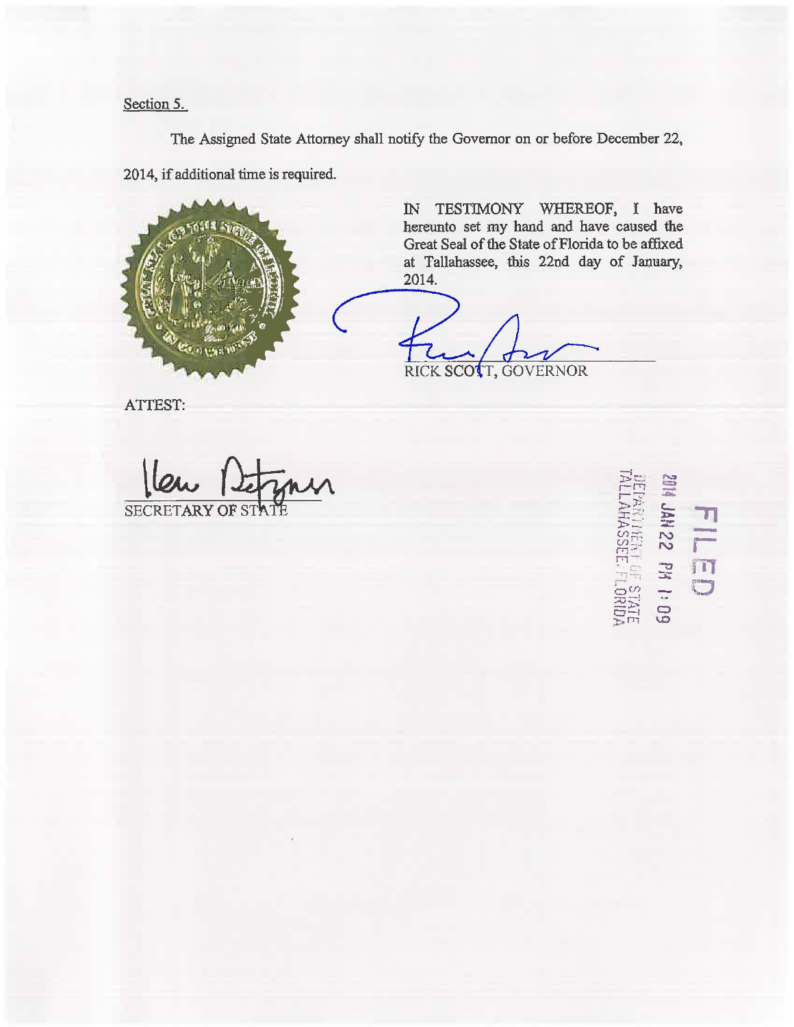Section 5.

The Assigned State Attorney shall notify the Governor on or before December 22, 2014, if additional time is required.

IN TESTIMONY WHEREOF, I have hereunto set my hand and have caused the Great Seal of the State of Florida to be affixed at Tallahassee, this 22nd day of January, 2014.

RICK SCOTT, GOVERNOR

ATTEST:

SECRETARY OF STATE

FILED

2014 JAN 22 PM 1:09

DEPARTMENT OF STATE
TALLAHASSEE, FLORIDA